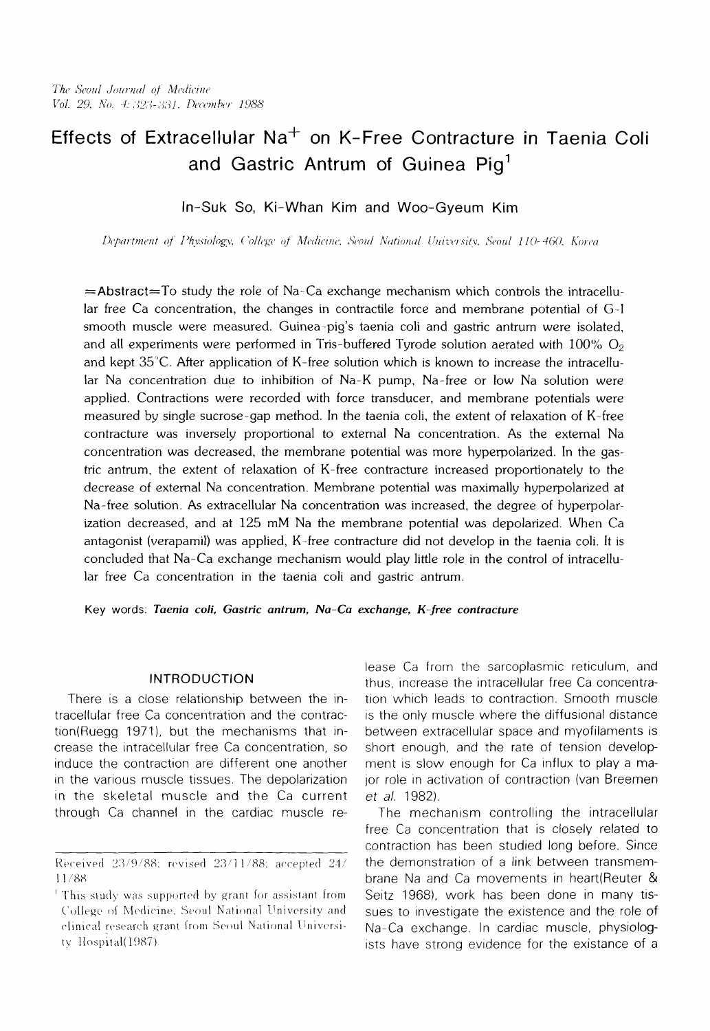# Effects of Extracellular $Na^+$ on K-Free Contracture in Taenia Coli and Gastric Antrum of Guinea Pig[1]

In-Suk So, Ki-Whan Kim and Woo-Gyeum Kim

*Department of Physiology, College of Medicine, Seoul National University, Seoul 110-460, Korea*

=Abstract=To study the role of Na-Ca exchange mechanism which controls the intracellular free Ca concentration, the changes in contractile force and membrane potential of G-I smooth muscle were measured. Guinea-pig's taenia coli and gastric antrum were isolated, and all experiments were performed in Tris-buffered Tyrode solution aerated with 100% $O_2$ and kept 35°C. After application of K-free solution which is known to increase the intracellular Na concentration due to inhibition of Na-K pump, Na-free or low Na solution were applied. Contractions were recorded with force transducer, and membrane potentials were measured by single sucrose-gap method. In the taenia coli, the extent of relaxation of K-free contracture was inversely proportional to external Na concentration. As the external Na concentration was decreased, the membrane potential was more hyperpolarized. In the gastric antrum, the extent of relaxation of K-free contracture increased proportionately to the decrease of external Na concentration. Membrane potential was maximally hyperpolarized at Na-free solution. As extracellular Na concentration was increased, the degree of hyperpolarization decreased, and at 125 mM Na the membrane potential was depolarized. When Ca antagonist (verapamil) was applied, K-free contracture did not develop in the taenia coli. It is concluded that Na-Ca exchange mechanism would play little role in the control of intracellular free Ca concentration in the taenia coli and gastric antrum.

Key words: ***Taenia coli, Gastric antrum, Na-Ca exchange, K-free contracture***

## INTRODUCTION

There is a close relationship between the intracellular free Ca concentration and the contraction(Ruegg 1971), but the mechanisms that increase the intracellular free Ca concentration, so induce the contraction are different one another in the various muscle tissues. The depolarization in the skeletal muscle and the Ca current through Ca channel in the cardiac muscle release Ca from the sarcoplasmic reticulum, and thus, increase the intracellular free Ca concentration which leads to contraction. Smooth muscle is the only muscle where the diffusional distance between extracellular space and myofilaments is short enough, and the rate of tension development is slow enough for Ca influx to play a major role in activation of contraction (van Breemen *et al.* 1982).

The mechanism controlling the intracellular free Ca concentration that is closely related to contraction has been studied long before. Since the demonstration of a link between transmembrane Na and Ca movements in heart(Reuter & Seitz 1968), work has been done in many tissues to investigate the existence and the role of Na-Ca exchange. In cardiac muscle, physiologists have strong evidence for the existance of a

Received 23/9/88; revised 23/11/88; accepted 24/11/88

[1] This study was supported by grant for assistant from College of Medicine, Seoul National University and clinical research grant from Seoul National University Hospital(1987).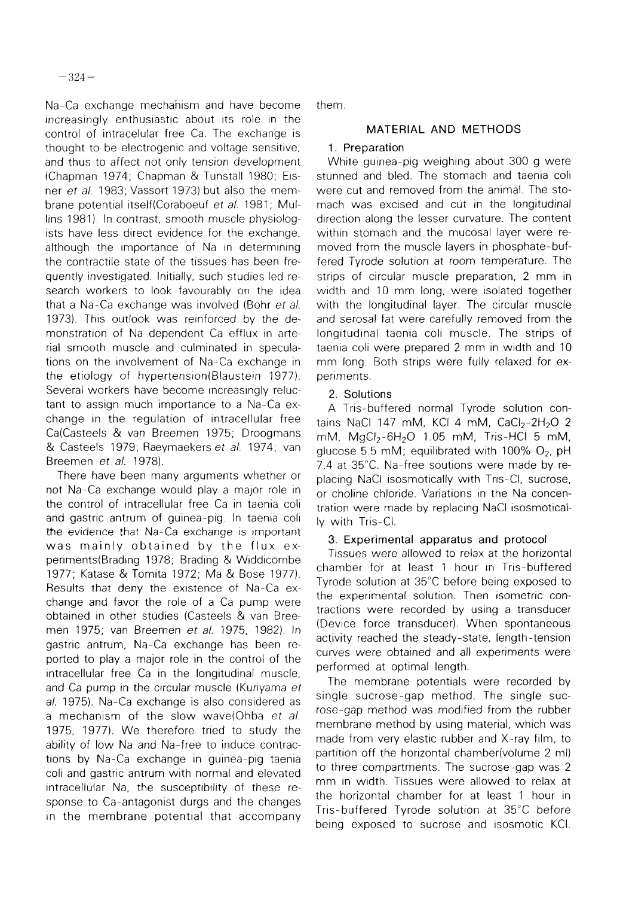Na-Ca exchange mechanism and have become increasingly enthusiastic about its role in the control of intracelular free Ca. The exchange is thought to be electrogenic and voltage sensitive, and thus to affect not only tension development (Chapman 1974; Chapman & Tunstall 1980; Eisner *et al.* 1983; Vassort 1973) but also the membrane potential itself(Coraboeuf *et al.* 1981; Mullins 1981). In contrast, smooth muscle physiologists have less direct evidence for the exchange, although the importance of Na in determining the contractile state of the tissues has been frequently investigated. Initially, such studies led research workers to look favourably on the idea that a Na-Ca exchange was involved (Bohr *et al.* 1973). This outlook was reinforced by the demonstration of Na-dependent Ca efflux in arterial smooth muscle and culminated in speculations on the involvement of Na-Ca exchange in the etiology of hypertension(Blaustein 1977). Several workers have become increasingly reluctant to assign much importance to a Na-Ca exchange in the regulation of intracellular free Ca(Casteels & van Breemen 1975; Droogmans & Casteels 1979; Raeymaekers *et al.* 1974; van Breemen *et al.* 1978).

There have been many arguments whether or not Na-Ca exchange would play a major role in the control of intracellular free Ca in taenia coli and gastric antrum of guinea-pig. In taenia coli the evidence that Na-Ca exchange is important was mainly obtained by the flux experiments(Brading 1978; Brading & Widdicombe 1977; Katase & Tomita 1972; Ma & Bose 1977). Results that deny the existence of Na-Ca exchange and favor the role of a Ca pump were obtained in other studies (Casteels & van Breemen 1975; van Breemen *et al.* 1975, 1982). In gastric antrum, Na-Ca exchange has been reported to play a major role in the control of the intracellular free Ca in the longitudinal muscle, and Ca pump in the circular muscle (Kuriyama *et al.* 1975). Na-Ca exchange is also considered as a mechanism of the slow wave(Ohba *et al.* 1975, 1977). We therefore tried to study the ability of low Na and Na-free to induce contractions by Na-Ca exchange in guinea-pig taenia coli and gastric antrum with normal and elevated intracellular Na, the susceptibility of these response to Ca-antagonist durgs and the changes in the membrane potential that accompany them.

## MATERIAL AND METHODS

### 1. Preparation

White guinea-pig weighing about 300 g were stunned and bled. The stomach and taenia coli were cut and removed from the animal. The stomach was excised and cut in the longitudinal direction along the lesser curvature. The content within stomach and the mucosal layer were removed from the muscle layers in phosphate-buffered Tyrode solution at room temperature. The strips of circular muscle preparation, 2 mm in width and 10 mm long, were isolated together with the longitudinal layer. The circular muscle and serosal fat were carefully removed from the longitudinal taenia coli muscle. The strips of taenia coli were prepared 2 mm in width and 10 mm long. Both strips were fully relaxed for experiments.

### 2. Solutions

A Tris-buffered normal Tyrode solution contains NaCl 147 mM, KCl 4 mM, $CaCl_2$-$2H_2O$ 2 mM, $MgCl_2$-$6H_2O$ 1.05 mM, Tris-HCl 5 mM, glucose 5.5 mM; equilibrated with 100% $O_2$, pH 7.4 at 35°C. Na-free soutions were made by replacing NaCl isosmotically with Tris-Cl, sucrose, or choline chloride. Variations in the Na concentration were made by replacing NaCl isosmotically with Tris-Cl.

### 3. Experimental apparatus and protocol

Tissues were allowed to relax at the horizontal chamber for at least 1 hour in Tris-buffered Tyrode solution at 35°C before being exposed to the experimental solution. Then isometric contractions were recorded by using a transducer (Device force transducer). When spontaneous activity reached the steady-state, length-tension curves were obtained and all experiments were performed at optimal length.

The membrane potentials were recorded by single sucrose-gap method. The single sucrose-gap method was modified from the rubber membrane method by using material, which was made from very elastic rubber and X-ray film, to partition off the horizontal chamber(volume 2 ml) to three compartments. The sucrose-gap was 2 mm in width. Tissues were allowed to relax at the horizontal chamber for at least 1 hour in Tris-buffered Tyrode solution at 35°C before being exposed to sucrose and isosmotic KCl.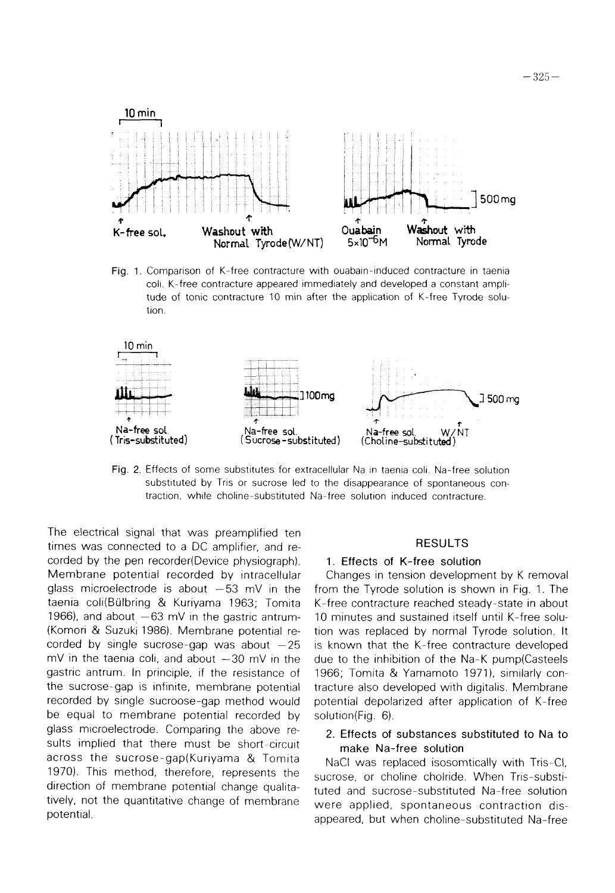Fig. 1. Comparison of K-free contracture with ouabain-induced contracture in taenia coli. K-free contracture appeared immediately and developed a constant amplitude of tonic contracture 10 min after the application of K-free Tyrode solution.

Fig. 2. Effects of some substitutes for extracellular Na in taenia coli. Na-free solution substituted by Tris or sucrose led to the disappearance of spontaneous contraction, while choline-substituted Na-free solution induced contracture.

The electrical signal that was preamplified ten times was connected to a DC amplifier, and recorded by the pen recorder(Device physiograph). Membrane potential recorded by intracellular glass microelectrode is about −53 mV in the taenia coli(Bülbring & Kuriyama 1963; Tomita 1966), and about −63 mV in the gastric antrum(Komori & Suzuki 1986). Membrane potential recorded by single sucrose-gap was about −25 mV in the taenia coli, and about −30 mV in the gastric antrum. In principle, if the resistance of the sucrose-gap is infinite, membrane potential recorded by single sucroose-gap method would be equal to membrane potential recorded by glass microelectrode. Comparing the above results implied that there must be short-circuit across the sucrose-gap(Kuriyama & Tomita 1970). This method, therefore, represents the direction of membrane potential change qualitatively, not the quantitative change of membrane potential.

## RESULTS

### 1. Effects of K-free solution

Changes in tension development by K removal from the Tyrode solution is shown in Fig. 1. The K-free contracture reached steady-state in about 10 minutes and sustained itself until K-free solution was replaced by normal Tyrode solution. It is known that the K-free contracture developed due to the inhibition of the Na-K pump(Casteels 1966; Tomita & Yamamoto 1971), similarly contracture also developed with digitalis. Membrane potential depolarized after application of K-free solution(Fig. 6).

### 2. Effects of substances substituted to Na to make Na-free solution

NaCl was replaced isosomtically with Tris-Cl, sucrose, or choline cholride. When Tris-substituted and sucrose-substituted Na-free solution were applied, spontaneous contraction disappeared, but when choline-substituted Na-free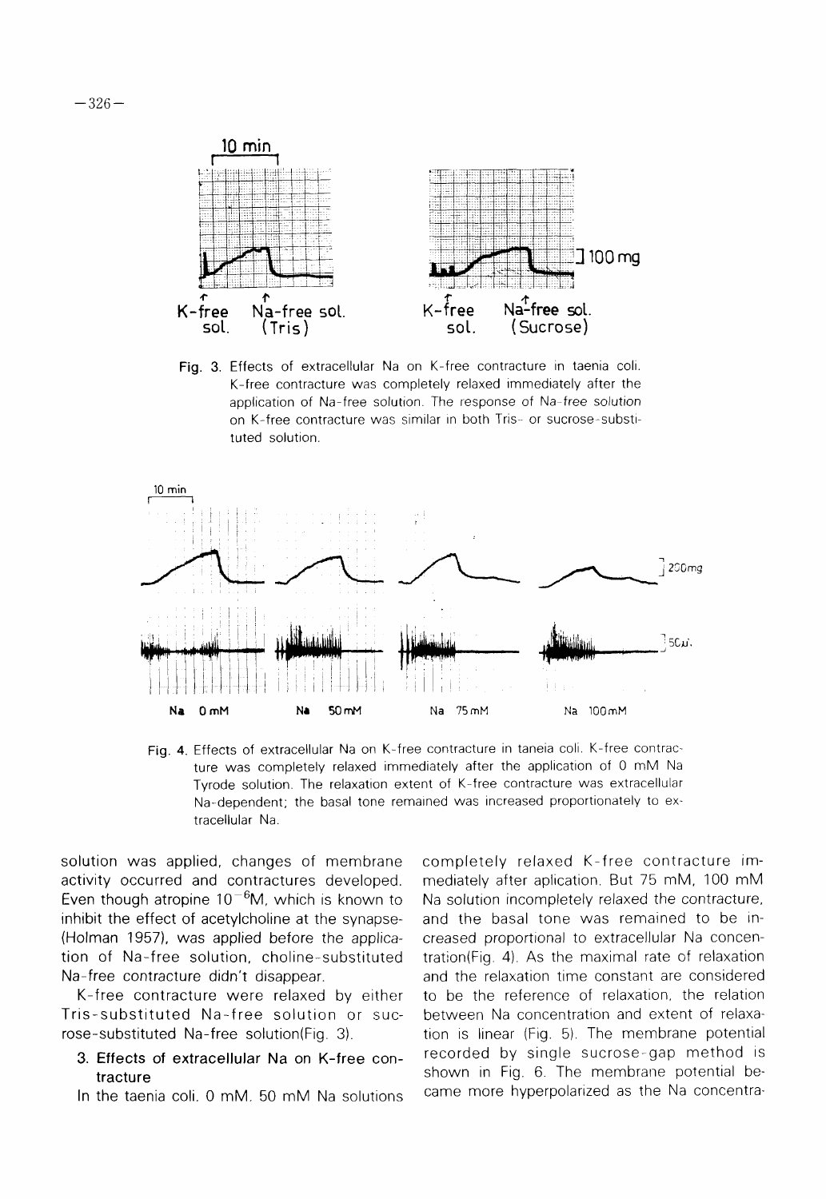Fig. 3. Effects of extracellular Na on K-free contracture in taenia coli. K-free contracture was completely relaxed immediately after the application of Na-free solution. The response of Na-free solution on K-free contracture was similar in both Tris- or sucrose-substituted solution.

Fig. 4. Effects of extracellular Na on K-free contracture in taneia coli. K-free contracture was completely relaxed immediately after the application of 0 mM Na Tyrode solution. The relaxation extent of K-free contracture was extracellular Na-dependent; the basal tone remained was increased proportionately to extracellular Na.

solution was applied, changes of membrane activity occurred and contractures developed. Even though atropine $10^{-6}$M, which is known to inhibit the effect of acetylcholine at the synapse (Holman 1957), was applied before the application of Na-free solution, choline-substituted Na-free contracture didn't disappear.

K-free contracture were relaxed by either Tris-substituted Na-free solution or sucrose-substituted Na-free solution(Fig. 3).

### 3. Effects of extracellular Na on K-free contracture

In the taenia coli, 0 mM, 50 mM Na solutions completely relaxed K-free contracture immediately after aplication. But 75 mM, 100 mM Na solution incompletely relaxed the contracture, and the basal tone was remained to be increased proportional to extracellular Na concentration(Fig. 4). As the maximal rate of relaxation and the relaxation time constant are considered to be the reference of relaxation, the relation between Na concentration and extent of relaxation is linear (Fig. 5). The membrane potential recorded by single sucrose-gap method is shown in Fig. 6. The membrane potential became more hyperpolarized as the Na concentra-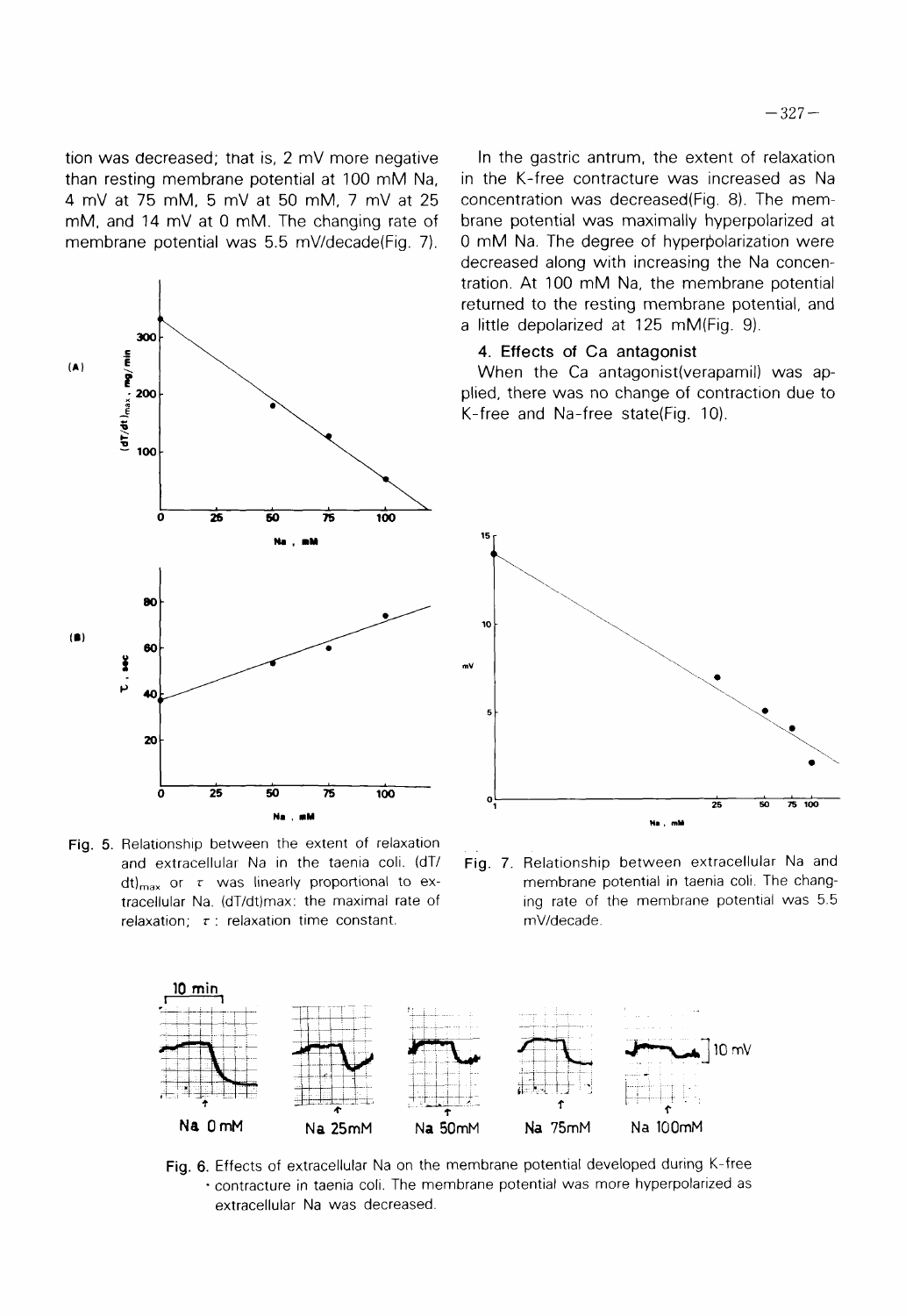tion was decreased; that is, 2 mV more negative than resting membrane potential at 100 mM Na, 4 mV at 75 mM, 5 mV at 50 mM, 7 mV at 25 mM, and 14 mV at 0 mM. The changing rate of membrane potential was 5.5 mV/decade(Fig. 7).

Fig. 5. Relationship between the extent of relaxation and extracellular Na in the taenia coli. $(dT/dt)_{max}$ or $\tau$ was linearly proportional to extracellular Na. (dT/dt)max: the maximal rate of relaxation; $\tau$ : relaxation time constant.

In the gastric antrum, the extent of relaxation in the K-free contracture was increased as Na concentration was decreased(Fig. 8). The membrane potential was maximally hyperpolarized at 0 mM Na. The degree of hyperpolarization were decreased along with increasing the Na concentration. At 100 mM Na, the membrane potential returned to the resting membrane potential, and a little depolarized at 125 mM(Fig. 9).

### 4. Effects of Ca antagonist

When the Ca antagonist(verapamil) was applied, there was no change of contraction due to K-free and Na-free state(Fig. 10).

Fig. 7. Relationship between extracellular Na and membrane potential in taenia coli. The changing rate of the membrane potential was 5.5 mV/decade.

Fig. 6. Effects of extracellular Na on the membrane potential developed during K-free contracture in taenia coli. The membrane potential was more hyperpolarized as extracellular Na was decreased.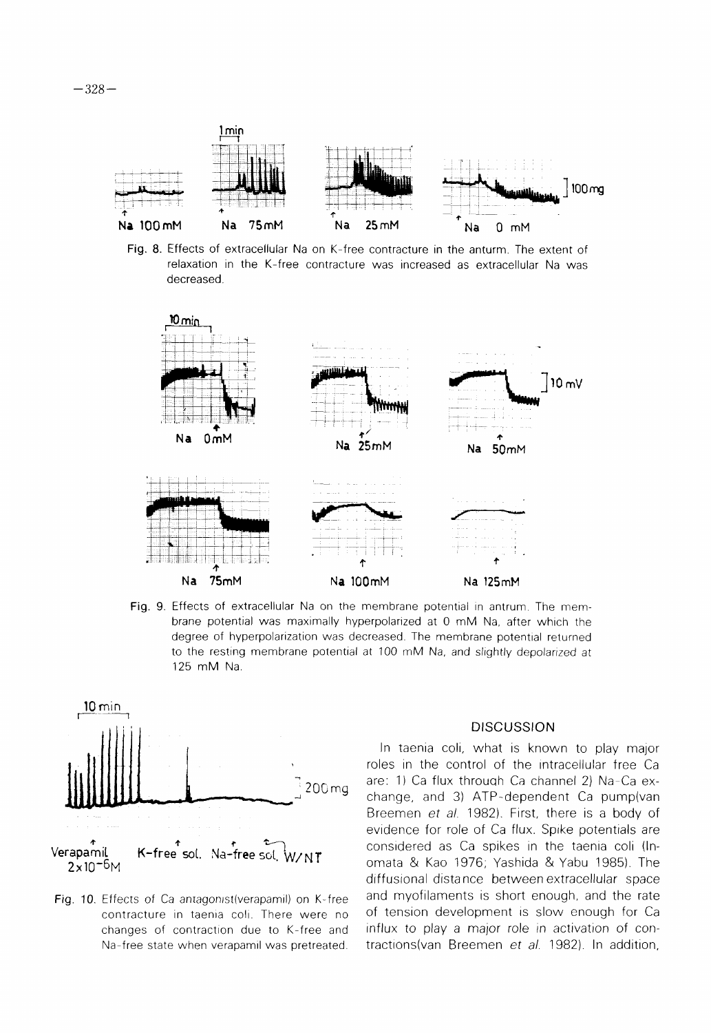Fig. 8. Effects of extracellular Na on K-free contracture in the anturm. The extent of relaxation in the K-free contracture was increased as extracellular Na was decreased.

Fig. 9. Effects of extracellular Na on the membrane potential in antrum. The membrane potential was maximally hyperpolarized at 0 mM Na, after which the degree of hyperpolarization was decreased. The membrane potential returned to the resting membrane potential at 100 mM Na, and slightly depolarized at 125 mM Na.

Fig. 10. Effects of Ca antagonist(verapamil) on K-free contracture in taenia coli. There were no changes of contraction due to K-free and Na-free state when verapamil was pretreated.

## DISCUSSION

In taenia coli, what is known to play major roles in the control of the intracellular free Ca are: 1) Ca flux through Ca channel 2) Na-Ca exchange, and 3) ATP-dependent Ca pump(van Breemen *et al.* 1982). First, there is a body of evidence for role of Ca flux. Spike potentials are considered as Ca spikes in the taenia coli (Inomata & Kao 1976; Yashida & Yabu 1985). The diffusional distance between extracellular space and myofilaments is short enough, and the rate of tension development is slow enough for Ca influx to play a major role in activation of contractions(van Breemen *et al.* 1982). In addition,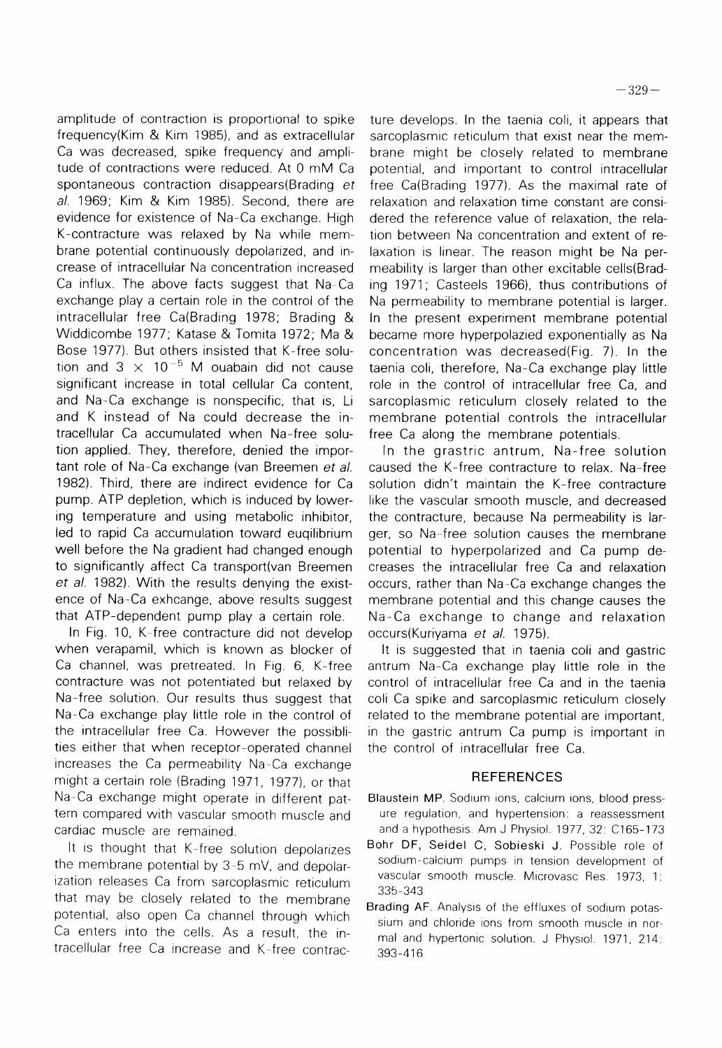amplitude of contraction is proportional to spike frequency(Kim & Kim 1985), and as extracellular Ca was decreased, spike frequency and amplitude of contractions were reduced. At 0 mM Ca spontaneous contraction disappears(Brading *et al.* 1969; Kim & Kim 1985). Second, there are evidence for existence of Na-Ca exchange. High K-contracture was relaxed by Na while membrane potential continuously depolarized, and increase of intracellular Na concentration increased Ca influx. The above facts suggest that Na-Ca exchange play a certain role in the control of the intracellular free Ca(Brading 1978; Brading & Widdicombe 1977; Katase & Tomita 1972; Ma & Bose 1977). But others insisted that K-free solution and $3 \times 10^{-5}$ M ouabain did not cause significant increase in total cellular Ca content, and Na-Ca exchange is nonspecific, that is, Li and K instead of Na could decrease the intracellular Ca accumulated when Na-free solution applied. They, therefore, denied the important role of Na-Ca exchange (van Breemen *et al.* 1982). Third, there are indirect evidence for Ca pump. ATP depletion, which is induced by lowering temperature and using metabolic inhibitor, led to rapid Ca accumulation toward euqilibrium well before the Na gradient had changed enough to significantly affect Ca transport(van Breemen *et al.* 1982). With the results denying the existence of Na-Ca exhcange, above results suggest that ATP-dependent pump play a certain role.

In Fig. 10, K-free contracture did not develop when verapamil, which is known as blocker of Ca channel, was pretreated. In Fig. 6, K-free contracture was not potentiated but relaxed by Na-free solution. Our results thus suggest that Na-Ca exchange play little role in the control of the intracellular free Ca. However the possiblities either that when receptor-operated channel increases the Ca permeability Na-Ca exchange might a certain role (Brading 1971, 1977), or that Na-Ca exchange might operate in different pattern compared with vascular smooth muscle and cardiac muscle are remained.

It is thought that K-free solution depolarizes the membrane potential by 3-5 mV, and depolarization releases Ca from sarcoplasmic reticulum that may be closely related to the membrane potential, also open Ca channel through which Ca enters into the cells. As a result, the intracellular free Ca increase and K-free contracture develops. In the taenia coli, it appears that sarcoplasmic reticulum that exist near the membrane might be closely related to membrane potential, and important to control intracellular free Ca(Brading 1977). As the maximal rate of relaxation and relaxation time constant are considered the reference value of relaxation, the relation between Na concentration and extent of relaxation is linear. The reason might be Na permeability is larger than other excitable cells(Brading 1971; Casteels 1966), thus contributions of Na permeability to membrane potential is larger. In the present experiment membrane potential became more hyperpolazied exponentially as Na concentration was decreased(Fig. 7). In the taenia coli, therefore, Na-Ca exchange play little role in the control of intracellular free Ca, and sarcoplasmic reticulum closely related to the membrane potential controls the intracellular free Ca along the membrane potentials.

In the grastric antrum, Na-free solution caused the K-free contracture to relax. Na-free solution didn't maintain the K-free contracture like the vascular smooth muscle, and decreased the contracture, because Na permeability is larger, so Na-free solution causes the membrane potential to hyperpolarized and Ca pump decreases the intracellular free Ca and relaxation occurs, rather than Na-Ca exchange changes the membrane potential and this change causes the Na-Ca exchange to change and relaxation occurs(Kuriyama *et al.* 1975).

It is suggested that in taenia coli and gastric antrum Na-Ca exchange play little role in the control of intracellular free Ca and in the taenia coli Ca spike and sarcoplasmic reticulum closely related to the membrane potential are important, in the gastric antrum Ca pump is important in the control of intracellular free Ca.

## REFERENCES

Blaustein MP. Sodium ions, calcium ions, blood pressure regulation, and hypertension: a reassessment and a hypothesis. Am J Physiol. 1977, 32: C165-173

Bohr DF, Seidel C, Sobieski J. Possible role of sodium-calcium pumps in tension development of vascular smooth muscle. Microvasc Res. 1973, 1: 335-343

Brading AF. Analysis of the effluxes of sodium potassium and chloride ions from smooth muscle in normal and hypertonic solution. J Physiol. 1971, 214: 393-416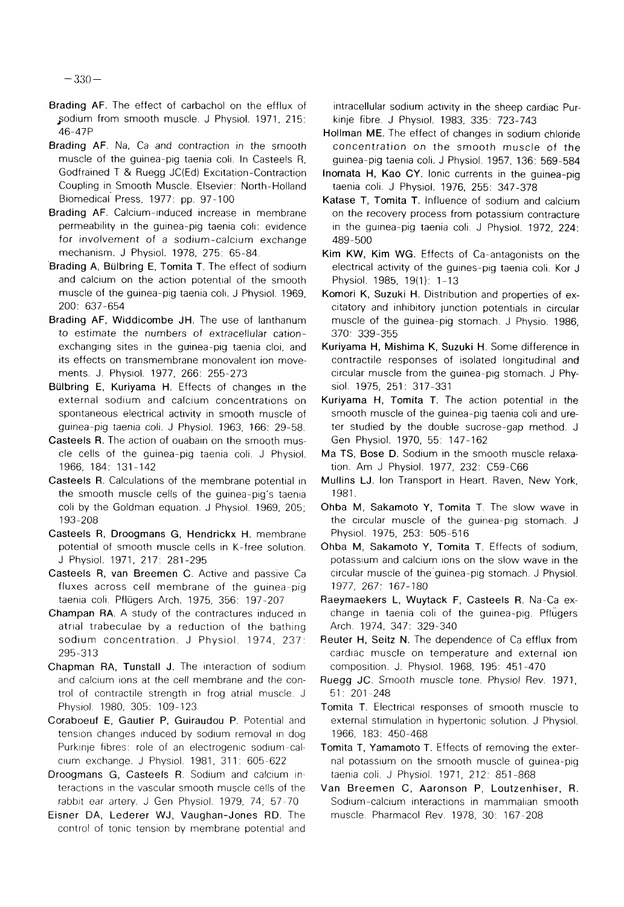**Brading AF**. The effect of carbachol on the efflux of sodium from smooth muscle. J Physiol. 1971, 215: 46-47P

**Brading AF**. Na, Ca and contraction in the smooth muscle of the guinea-pig taenia coli. In Casteels R, Godfrained T & Ruegg JC(Ed) Excitation-Contraction Coupling in Smooth Muscle. Elsevier: North-Holland Biomedical Press, 1977: pp. 97-100

**Brading AF**. Calcium-induced increase in membrane permeability in the guinea-pig taenia coli: evidence for involvement of a sodium-calcium exchange mechanism. J Physiol. 1978, 275: 65-84.

**Brading A, Bülbring E, Tomita T**. The effect of sodium and calcium on the action potential of the smooth muscle of the guinea-pig taenia coli. J Physiol. 1969, 200: 637-654

**Brading AF, Widdicombe JH**. The use of lanthanum to estimate the numbers of extracellular cation-exchanging sites in the guinea-pig taenia cloi, and its effects on transmembrane monovalent ion movements. J. Physiol. 1977, 266: 255-273

**Bülbring E, Kuriyama H**. Effects of changes in the external sodium and calcium concentrations on spontaneous electrical activity in smooth muscle of *guinea-pig taenia coli*. J Physiol. 1963, 166: 29-58.

**Casteels R**. The action of ouabain on the smooth muscle cells of the guinea-pig taenia coli. J Physiol. 1966, 184: 131-142

**Casteels R**. Calculations of the membrane potential in the smooth muscle cells of the guinea-pig's taenia coli by the Goldman equation. J Physiol. 1969, 205; 193-208

**Casteels R, Droogmans G, Hendrickx H**. membrane potential of smooth muscle cells in K-free solution. J Physiol. 1971, 217: 281-295

**Casteels R, van Breemen C**. Active and passive Ca fluxes across cell membrane of the guinea-pig taenia coli. Pflügers Arch. 1975, 356: 197-207

**Champan RA**. A study of the contractures induced in atrial trabeculae by a reduction of the bathing sodium concentration. J Physiol. 1974, 237: 295-313

**Chapman RA, Tunstall J**. The interaction of sodium and calcium ions at the cell membrane and the control of contractile strength in frog atrial muscle. J Physiol. 1980, 305: 109-123

**Coraboeuf E, Gautier P, Guiraudou P**. Potential and tension changes induced by sodium removal in dog Purkinje fibres: role of an electrogenic sodium-calcium exchange. J Physiol. 1981, 311: 605-622

**Droogmans G, Casteels R**. Sodium and calcium interactions in the vascular smooth muscle cells of the rabbit ear artery. J Gen Physiol. 1979, 74; 57-70

**Eisner DA, Lederer WJ, Vaughan-Jones RD**. The control of tonic tension by membrane potential and intracellular sodium activity in the sheep cardiac Purkinje fibre. J Physiol. 1983, 335: 723-743

**Hollman ME**. The effect of changes in sodium chloride concentration on the smooth muscle of the guinea-pig taenia coli. J Physiol. 1957, 136: 569-584

**Inomata H, Kao CY**. Ionic currents in the guinea-pig taenia coli. J Physiol. 1976, 255: 347-378

**Katase T, Tomita T**. Influence of sodium and calcium on the recovery process from potassium contracture in the guinea-pig taenia coli. J Physiol. 1972, 224: 489-500

**Kim KW, Kim WG**. Effects of Ca-antagonists on the electrical activity of the guines-pig taenia coli. Kor J Physiol. 1985, 19(1): 1-13

**Komori K, Suzuki H**. Distribution and properties of excitatory and inhibitory junction potentials in circular muscle of the guinea-pig stomach. J Physio. 1986, 370: 339-355

**Kuriyama H, Mishima K, Suzuki H**. Some difference in contractile responses of isolated longitudinal and circular muscle from the guinea-pig stomach. J Physiol. 1975, 251: 317-331

**Kuriyama H, Tomita T**. The action potential in the smooth muscle of the guinea-pig taenia coli and ureter studied by the double sucrose-gap method. J Gen Physiol. 1970, 55: 147-162

**Ma TS, Bose D**. Sodium in the smooth muscle relaxation. Am J Physiol. 1977, 232: C59-C66

**Mullins LJ**. Ion Transport in Heart. Raven, New York, 1981.

**Ohba M, Sakamoto Y, Tomita T**. The slow wave in the circular muscle of the guinea-pig stomach. J Physiol. 1975, 253: 505-516

**Ohba M, Sakamoto Y, Tomita T**. Effects of sodium, potassium and calcium ions on the slow wave in the circular muscle of the guinea-pig stomach. J Physiol. 1977, 267: 167-180

**Raeymaekers L, Wuytack F, Casteels R**. Na-Ca exchange in taenia coli of the guinea-pig. Pflügers Arch. 1974, 347: 329-340

**Reuter H, Seitz N**. The dependence of Ca efflux from cardiac muscle on temperature and external ion composition. J. Physiol. 1968, 195: 451-470

**Ruegg JC**. *Smooth muscle tone*. Physiol Rev. 1971, 51: 201-248

**Tomita T**. Electrical responses of smooth muscle to external stimulation in hypertonic solution. J Physiol. 1966, 183: 450-468

**Tomita T, Yamamoto T**. Effects of removing the external potassium on the smooth muscle of guinea-pig taenia coli. J Physiol. 1971, 212: 851-868

**Van Breemen C, Aaronson P, Loutzenhiser, R**. Sodium-calcium interactions in mammalian smooth muscle. Pharmacol Rev. 1978, 30: 167-208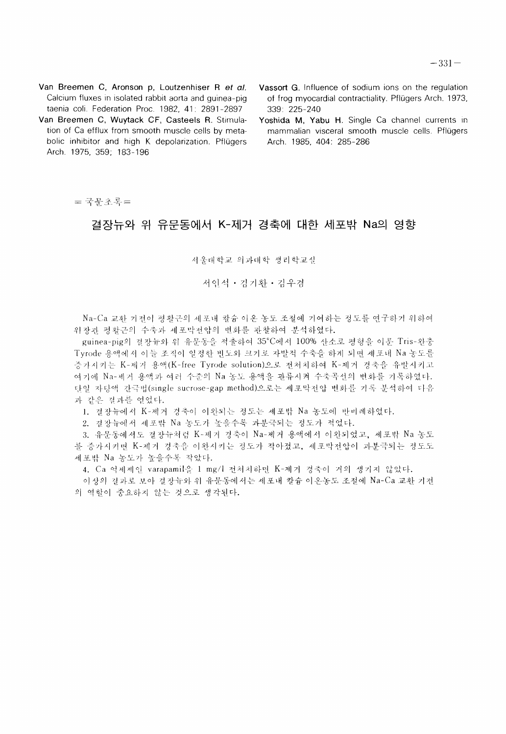Van Breemen C, Aronson p, Loutzenhiser R *et al.* Calcium fluxes in isolated rabbit aorta and guinea-pig taenia coli. Federation Proc. 1982, 41: 2891-2897

Van Breemen C, Wuytack CF, Casteels R. Stimulation of Ca efflux from smooth muscle cells by metabolic inhibitor and high K depolarization. Pflügers Arch. 1975, 359; 183-196

Vassort G. Influence of sodium ions on the regulation of frog myocardial contractiality. Pflügers Arch. 1973, 339: 225-240

Yoshida M, Yabu H. Single Ca channel currents in mammalian visceral smooth muscle cells. Pflügers Arch. 1985, 404: 285-286

= 국문초록 =

## 결장뉴와 위 유문동에서 K-제거 경축에 대한 세포밖 Na의 영향

서울대학교 의과대학 생리학교실

서인석 · 김기환 · 김우겸

Na-Ca 교환 기전이 평활근의 세포내 칼슘 이온 농도 조절에 기여하는 정도를 연구하기 위하여 위장관 평활근의 수축과 세포막전압의 변화를 관찰하여 분석하였다.

guinea-pig의 결장뉴와 위 유문동을 적출하여 35°C에서 100% 산소로 평형을 이룬 Tris-완충 Tyrode 용액에서 이들 조직이 일정한 빈도와 크기로 자발적 수축을 하게 되면 세포내 Na 농도를 증가시키는 K-제거 용액(K-free Tyrode solution)으로 전처치하여 K-제거 경축을 유발시키고 여기에 Na-제거 용액과 여러 수준의 Na 농도 용액을 관류시켜 수축곡선의 변화를 기록하였다. 단일 자당액 간극법(single sucrose-gap method)으로는 세포막전압 변화를 기록 분석하여 다음과 같은 결과를 얻었다.

1. 결장뉴에서 K-제거 경축이 이완되는 정도는 세포밖 Na 농도에 반비례하였다.
2. 결장뉴에서 세포밖 Na 농도가 높을수록 과분극되는 정도가 적었다.
3. 유문동에서도 결장뉴처럼 K-제거 경축이 Na-제거 용액에서 이완되었고, 세포밖 Na 농도를 증가시키면 K-제거 경축을 이완시키는 정도가 작아졌고, 세포막전압이 과분극되는 정도도 세포밖 Na 농도가 높을수록 작았다.
4. Ca 억제제인 varapamil을 1 mg/l 전처치하면 K-제거 경축이 거의 생기지 않았다.

이상의 결과로 보아 결장뉴와 위 유문동에서는 세포내 칼슘 이온농도 조절에 Na-Ca 교환 기전의 역할이 중요하지 않은 것으로 생각된다.